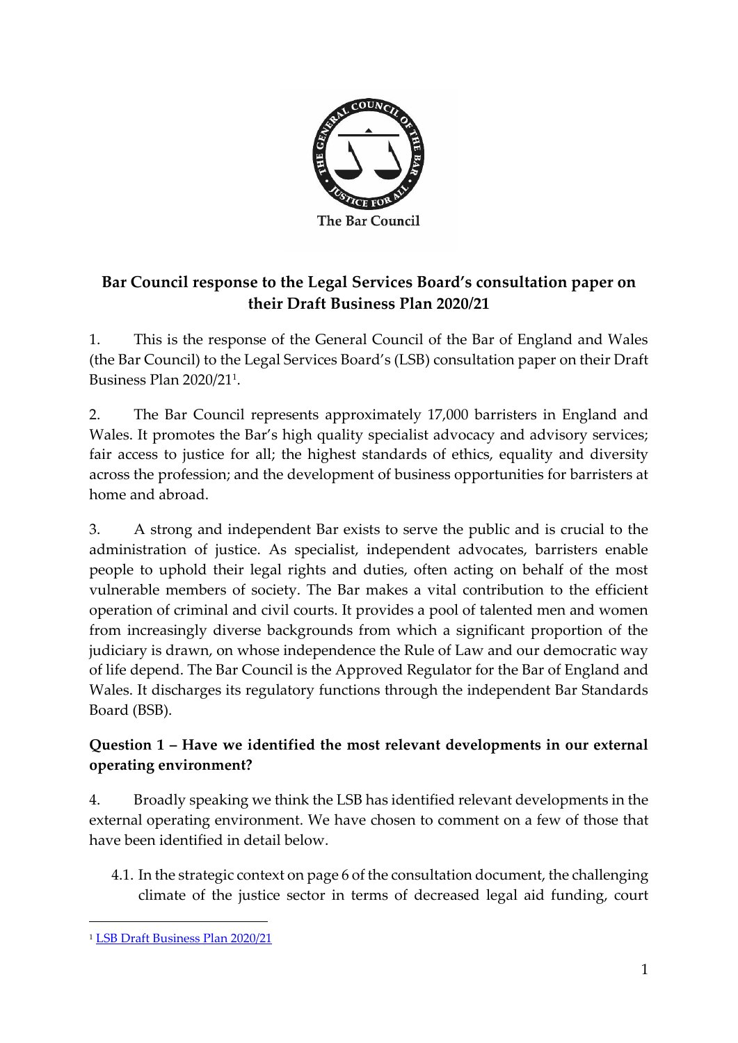The Bar Council

## Bar Council response to the Legal Services Board's consultation paper on their Draft Business Plan 2020/21

1. This is the response of the General Council of the Bar of England and Wales (the Bar Council) to the Legal Services Board's (LSB) consultation paper on their Draft Business Plan 2020/21[1].

2. The Bar Council represents approximately 17,000 barristers in England and Wales. It promotes the Bar's high quality specialist advocacy and advisory services; fair access to justice for all; the highest standards of ethics, equality and diversity across the profession; and the development of business opportunities for barristers at home and abroad.

3. A strong and independent Bar exists to serve the public and is crucial to the administration of justice. As specialist, independent advocates, barristers enable people to uphold their legal rights and duties, often acting on behalf of the most vulnerable members of society. The Bar makes a vital contribution to the efficient operation of criminal and civil courts. It provides a pool of talented men and women from increasingly diverse backgrounds from which a significant proportion of the judiciary is drawn, on whose independence the Rule of Law and our democratic way of life depend. The Bar Council is the Approved Regulator for the Bar of England and Wales. It discharges its regulatory functions through the independent Bar Standards Board (BSB).

### Question 1 – Have we identified the most relevant developments in our external operating environment?

4. Broadly speaking we think the LSB has identified relevant developments in the external operating environment. We have chosen to comment on a few of those that have been identified in detail below.

   4.1. In the strategic context on page 6 of the consultation document, the challenging climate of the justice sector in terms of decreased legal aid funding, court

[1] LSB Draft Business Plan 2020/21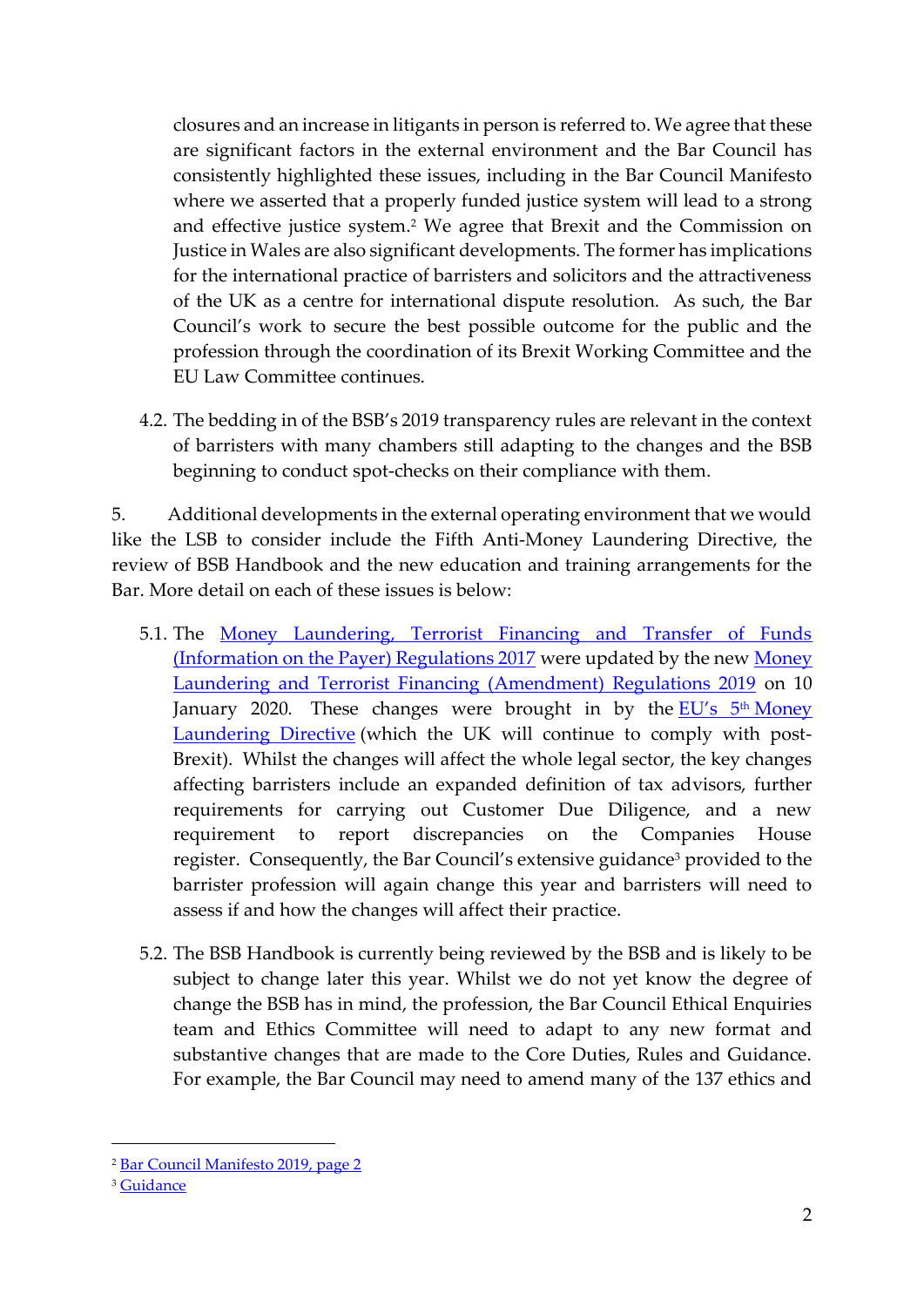closures and an increase in litigants in person is referred to. We agree that these are significant factors in the external environment and the Bar Council has consistently highlighted these issues, including in the Bar Council Manifesto where we asserted that a properly funded justice system will lead to a strong and effective justice system.[2] We agree that Brexit and the Commission on Justice in Wales are also significant developments. The former has implications for the international practice of barristers and solicitors and the attractiveness of the UK as a centre for international dispute resolution. As such, the Bar Council's work to secure the best possible outcome for the public and the profession through the coordination of its Brexit Working Committee and the EU Law Committee continues.

4.2. The bedding in of the BSB's 2019 transparency rules are relevant in the context of barristers with many chambers still adapting to the changes and the BSB beginning to conduct spot-checks on their compliance with them.

5. Additional developments in the external operating environment that we would like the LSB to consider include the Fifth Anti-Money Laundering Directive, the review of BSB Handbook and the new education and training arrangements for the Bar. More detail on each of these issues is below:

5.1. The Money Laundering, Terrorist Financing and Transfer of Funds (Information on the Payer) Regulations 2017 were updated by the new Money Laundering and Terrorist Financing (Amendment) Regulations 2019 on 10 January 2020. These changes were brought in by the EU's 5th Money Laundering Directive (which the UK will continue to comply with post-Brexit). Whilst the changes will affect the whole legal sector, the key changes affecting barristers include an expanded definition of tax advisors, further requirements for carrying out Customer Due Diligence, and a new requirement to report discrepancies on the Companies House register. Consequently, the Bar Council's extensive guidance[3] provided to the barrister profession will again change this year and barristers will need to assess if and how the changes will affect their practice.

5.2. The BSB Handbook is currently being reviewed by the BSB and is likely to be subject to change later this year. Whilst we do not yet know the degree of change the BSB has in mind, the profession, the Bar Council Ethical Enquiries team and Ethics Committee will need to adapt to any new format and substantive changes that are made to the Core Duties, Rules and Guidance. For example, the Bar Council may need to amend many of the 137 ethics and

---

[2] Bar Council Manifesto 2019, page 2

[3] Guidance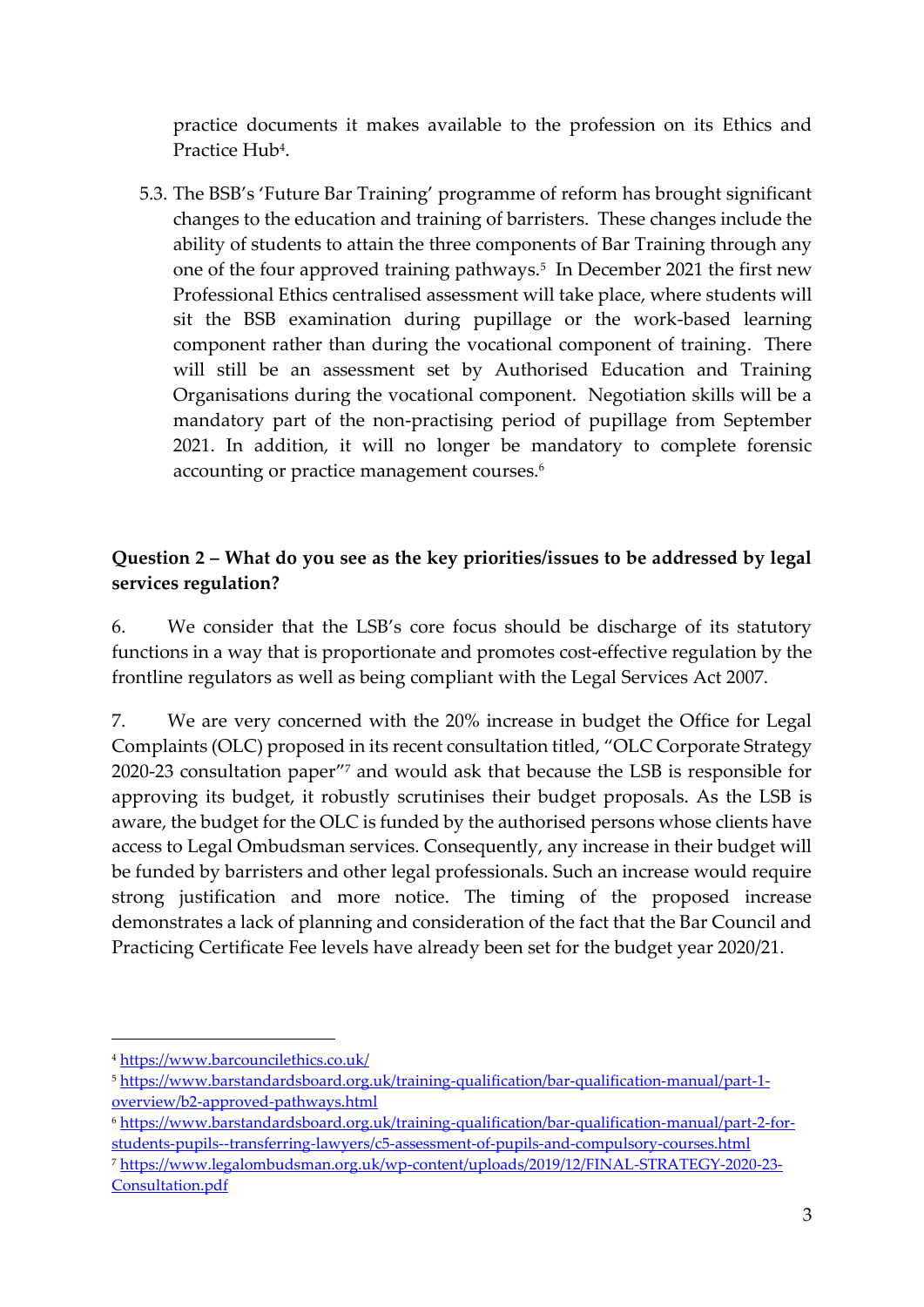practice documents it makes available to the profession on its Ethics and Practice Hub[4].

5.3. The BSB's 'Future Bar Training' programme of reform has brought significant changes to the education and training of barristers. These changes include the ability of students to attain the three components of Bar Training through any one of the four approved training pathways.[5] In December 2021 the first new Professional Ethics centralised assessment will take place, where students will sit the BSB examination during pupillage or the work-based learning component rather than during the vocational component of training. There will still be an assessment set by Authorised Education and Training Organisations during the vocational component. Negotiation skills will be a mandatory part of the non-practising period of pupillage from September 2021. In addition, it will no longer be mandatory to complete forensic accounting or practice management courses.[6]

**Question 2 – What do you see as the key priorities/issues to be addressed by legal services regulation?**

6. We consider that the LSB's core focus should be discharge of its statutory functions in a way that is proportionate and promotes cost-effective regulation by the frontline regulators as well as being compliant with the Legal Services Act 2007.

7. We are very concerned with the 20% increase in budget the Office for Legal Complaints (OLC) proposed in its recent consultation titled, "OLC Corporate Strategy 2020-23 consultation paper"[7] and would ask that because the LSB is responsible for approving its budget, it robustly scrutinises their budget proposals. As the LSB is aware, the budget for the OLC is funded by the authorised persons whose clients have access to Legal Ombudsman services. Consequently, any increase in their budget will be funded by barristers and other legal professionals. Such an increase would require strong justification and more notice. The timing of the proposed increase demonstrates a lack of planning and consideration of the fact that the Bar Council and Practicing Certificate Fee levels have already been set for the budget year 2020/21.

---

[4] https://www.barcouncilethics.co.uk/

[5] https://www.barstandardsboard.org.uk/training-qualification/bar-qualification-manual/part-1-overview/b2-approved-pathways.html

[6] https://www.barstandardsboard.org.uk/training-qualification/bar-qualification-manual/part-2-for-students-pupils--transferring-lawyers/c5-assessment-of-pupils-and-compulsory-courses.html

[7] https://www.legalombudsman.org.uk/wp-content/uploads/2019/12/FINAL-STRATEGY-2020-23-Consultation.pdf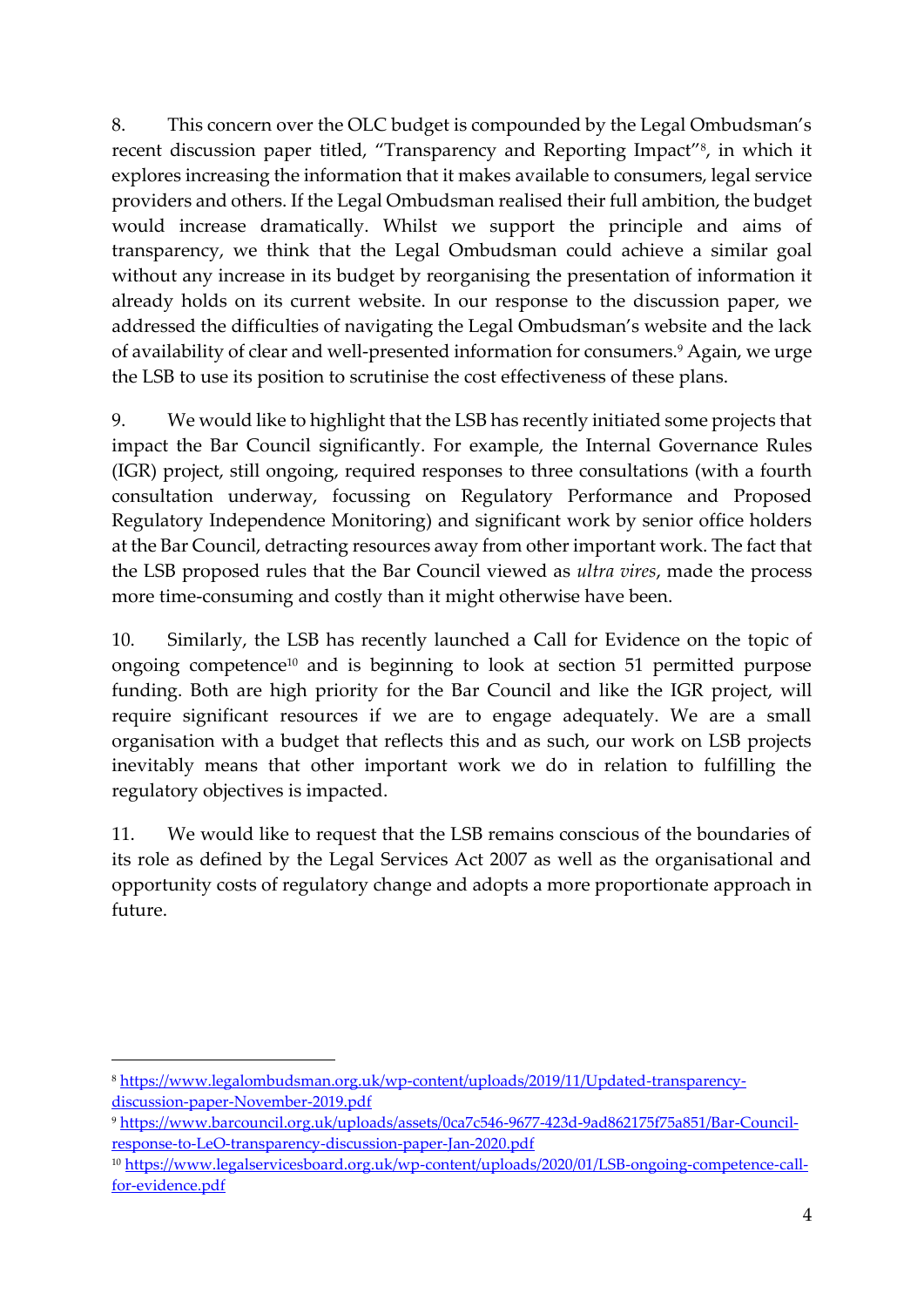8. This concern over the OLC budget is compounded by the Legal Ombudsman's recent discussion paper titled, "Transparency and Reporting Impact"[8], in which it explores increasing the information that it makes available to consumers, legal service providers and others. If the Legal Ombudsman realised their full ambition, the budget would increase dramatically. Whilst we support the principle and aims of transparency, we think that the Legal Ombudsman could achieve a similar goal without any increase in its budget by reorganising the presentation of information it already holds on its current website. In our response to the discussion paper, we addressed the difficulties of navigating the Legal Ombudsman's website and the lack of availability of clear and well-presented information for consumers.[9] Again, we urge the LSB to use its position to scrutinise the cost effectiveness of these plans.

9. We would like to highlight that the LSB has recently initiated some projects that impact the Bar Council significantly. For example, the Internal Governance Rules (IGR) project, still ongoing, required responses to three consultations (with a fourth consultation underway, focussing on Regulatory Performance and Proposed Regulatory Independence Monitoring) and significant work by senior office holders at the Bar Council, detracting resources away from other important work. The fact that the LSB proposed rules that the Bar Council viewed as *ultra vires*, made the process more time-consuming and costly than it might otherwise have been.

10. Similarly, the LSB has recently launched a Call for Evidence on the topic of ongoing competence[10] and is beginning to look at section 51 permitted purpose funding. Both are high priority for the Bar Council and like the IGR project, will require significant resources if we are to engage adequately. We are a small organisation with a budget that reflects this and as such, our work on LSB projects inevitably means that other important work we do in relation to fulfilling the regulatory objectives is impacted.

11. We would like to request that the LSB remains conscious of the boundaries of its role as defined by the Legal Services Act 2007 as well as the organisational and opportunity costs of regulatory change and adopts a more proportionate approach in future.

---

[8] https://www.legalombudsman.org.uk/wp-content/uploads/2019/11/Updated-transparency-discussion-paper-November-2019.pdf

[9] https://www.barcouncil.org.uk/uploads/assets/0ca7c546-9677-423d-9ad862175f75a851/Bar-Council-response-to-LeO-transparency-discussion-paper-Jan-2020.pdf

[10] https://www.legalservicesboard.org.uk/wp-content/uploads/2020/01/LSB-ongoing-competence-call-for-evidence.pdf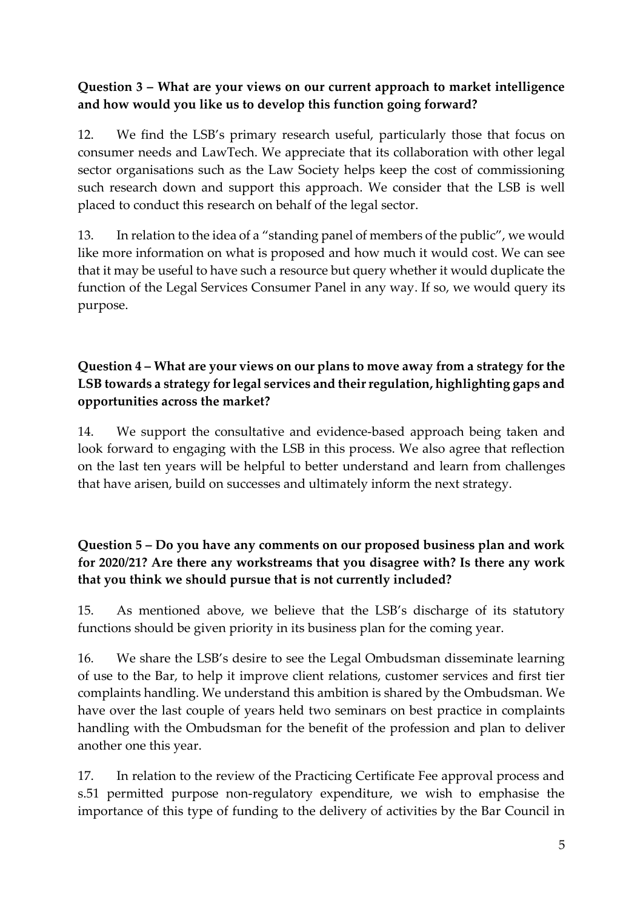**Question 3 – What are your views on our current approach to market intelligence and how would you like us to develop this function going forward?**

12. We find the LSB's primary research useful, particularly those that focus on consumer needs and LawTech. We appreciate that its collaboration with other legal sector organisations such as the Law Society helps keep the cost of commissioning such research down and support this approach. We consider that the LSB is well placed to conduct this research on behalf of the legal sector.

13. In relation to the idea of a "standing panel of members of the public", we would like more information on what is proposed and how much it would cost. We can see that it may be useful to have such a resource but query whether it would duplicate the function of the Legal Services Consumer Panel in any way. If so, we would query its purpose.

**Question 4 – What are your views on our plans to move away from a strategy for the LSB towards a strategy for legal services and their regulation, highlighting gaps and opportunities across the market?**

14. We support the consultative and evidence-based approach being taken and look forward to engaging with the LSB in this process. We also agree that reflection on the last ten years will be helpful to better understand and learn from challenges that have arisen, build on successes and ultimately inform the next strategy.

**Question 5 – Do you have any comments on our proposed business plan and work for 2020/21? Are there any workstreams that you disagree with? Is there any work that you think we should pursue that is not currently included?**

15. As mentioned above, we believe that the LSB's discharge of its statutory functions should be given priority in its business plan for the coming year.

16. We share the LSB's desire to see the Legal Ombudsman disseminate learning of use to the Bar, to help it improve client relations, customer services and first tier complaints handling. We understand this ambition is shared by the Ombudsman. We have over the last couple of years held two seminars on best practice in complaints handling with the Ombudsman for the benefit of the profession and plan to deliver another one this year.

17. In relation to the review of the Practicing Certificate Fee approval process and s.51 permitted purpose non-regulatory expenditure, we wish to emphasise the importance of this type of funding to the delivery of activities by the Bar Council in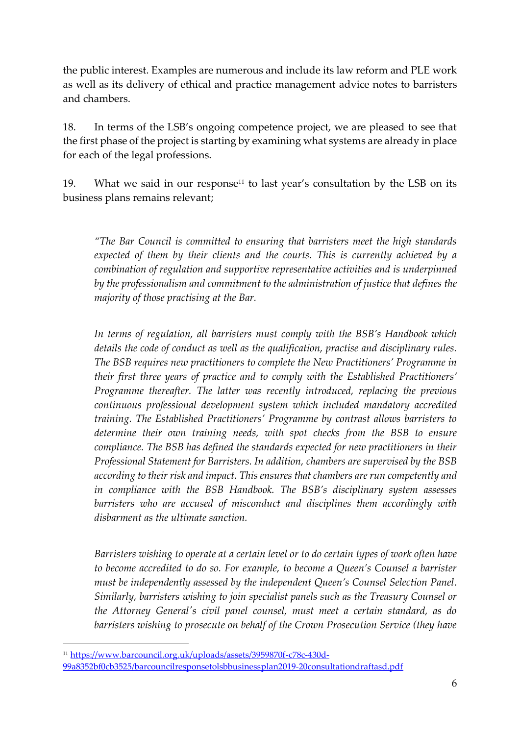the public interest. Examples are numerous and include its law reform and PLE work as well as its delivery of ethical and practice management advice notes to barristers and chambers.

18. In terms of the LSB's ongoing competence project, we are pleased to see that the first phase of the project is starting by examining what systems are already in place for each of the legal professions.

19. What we said in our response[11] to last year's consultation by the LSB on its business plans remains relevant;

> *"The Bar Council is committed to ensuring that barristers meet the high standards expected of them by their clients and the courts. This is currently achieved by a combination of regulation and supportive representative activities and is underpinned by the professionalism and commitment to the administration of justice that defines the majority of those practising at the Bar.*
>
> *In terms of regulation, all barristers must comply with the BSB's Handbook which details the code of conduct as well as the qualification, practise and disciplinary rules. The BSB requires new practitioners to complete the New Practitioners' Programme in their first three years of practice and to comply with the Established Practitioners' Programme thereafter. The latter was recently introduced, replacing the previous continuous professional development system which included mandatory accredited training. The Established Practitioners' Programme by contrast allows barristers to determine their own training needs, with spot checks from the BSB to ensure compliance. The BSB has defined the standards expected for new practitioners in their Professional Statement for Barristers. In addition, chambers are supervised by the BSB according to their risk and impact. This ensures that chambers are run competently and in compliance with the BSB Handbook. The BSB's disciplinary system assesses barristers who are accused of misconduct and disciplines them accordingly with disbarment as the ultimate sanction.*
>
> *Barristers wishing to operate at a certain level or to do certain types of work often have to become accredited to do so. For example, to become a Queen's Counsel a barrister must be independently assessed by the independent Queen's Counsel Selection Panel. Similarly, barristers wishing to join specialist panels such as the Treasury Counsel or the Attorney General's civil panel counsel, must meet a certain standard, as do barristers wishing to prosecute on behalf of the Crown Prosecution Service (they have*

[11] https://www.barcouncil.org.uk/uploads/assets/3959870f-c78c-430d-99a8352bf0cb3525/barcouncilresponsetolsbbusinessplan2019-20consultationdraftasd.pdf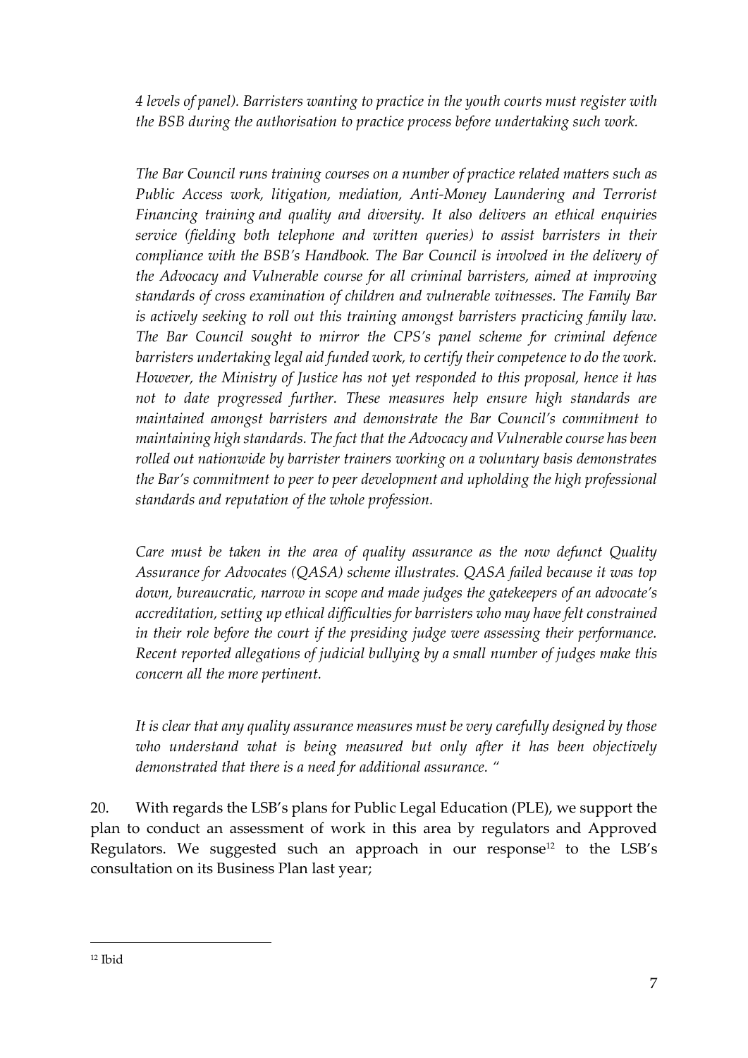*4 levels of panel). Barristers wanting to practice in the youth courts must register with the BSB during the authorisation to practice process before undertaking such work.*

*The Bar Council runs training courses on a number of practice related matters such as Public Access work, litigation, mediation, Anti-Money Laundering and Terrorist Financing training and quality and diversity. It also delivers an ethical enquiries service (fielding both telephone and written queries) to assist barristers in their compliance with the BSB's Handbook. The Bar Council is involved in the delivery of the Advocacy and Vulnerable course for all criminal barristers, aimed at improving standards of cross examination of children and vulnerable witnesses. The Family Bar is actively seeking to roll out this training amongst barristers practicing family law. The Bar Council sought to mirror the CPS's panel scheme for criminal defence barristers undertaking legal aid funded work, to certify their competence to do the work. However, the Ministry of Justice has not yet responded to this proposal, hence it has not to date progressed further. These measures help ensure high standards are maintained amongst barristers and demonstrate the Bar Council's commitment to maintaining high standards. The fact that the Advocacy and Vulnerable course has been rolled out nationwide by barrister trainers working on a voluntary basis demonstrates the Bar's commitment to peer to peer development and upholding the high professional standards and reputation of the whole profession.*

*Care must be taken in the area of quality assurance as the now defunct Quality Assurance for Advocates (QASA) scheme illustrates. QASA failed because it was top down, bureaucratic, narrow in scope and made judges the gatekeepers of an advocate's accreditation, setting up ethical difficulties for barristers who may have felt constrained in their role before the court if the presiding judge were assessing their performance. Recent reported allegations of judicial bullying by a small number of judges make this concern all the more pertinent.*

*It is clear that any quality assurance measures must be very carefully designed by those who understand what is being measured but only after it has been objectively demonstrated that there is a need for additional assurance. "*

20. With regards the LSB's plans for Public Legal Education (PLE), we support the plan to conduct an assessment of work in this area by regulators and Approved Regulators. We suggested such an approach in our response[12] to the LSB's consultation on its Business Plan last year;

---

[12] Ibid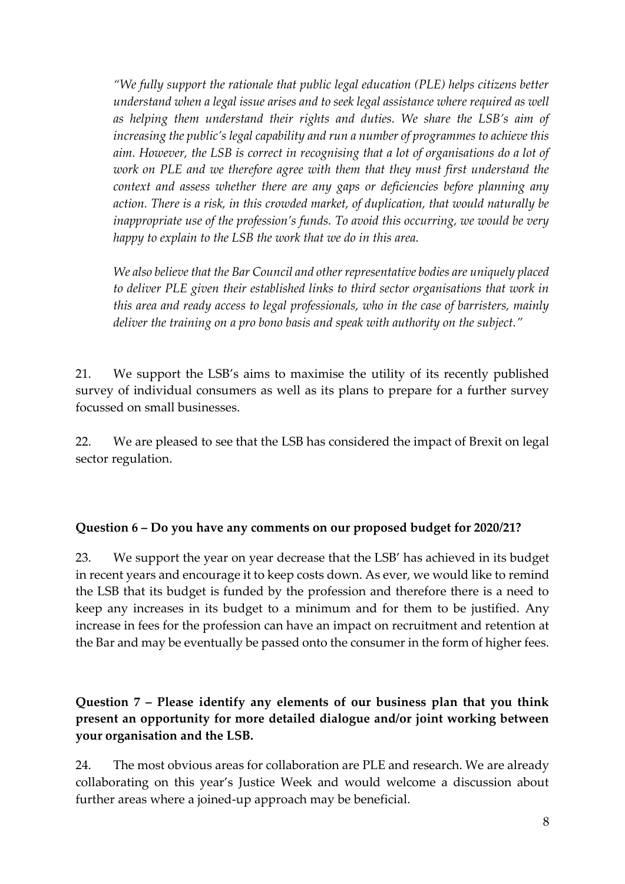*"We fully support the rationale that public legal education (PLE) helps citizens better understand when a legal issue arises and to seek legal assistance where required as well as helping them understand their rights and duties. We share the LSB's aim of increasing the public's legal capability and run a number of programmes to achieve this aim. However, the LSB is correct in recognising that a lot of organisations do a lot of work on PLE and we therefore agree with them that they must first understand the context and assess whether there are any gaps or deficiencies before planning any action. There is a risk, in this crowded market, of duplication, that would naturally be inappropriate use of the profession's funds. To avoid this occurring, we would be very happy to explain to the LSB the work that we do in this area.*

*We also believe that the Bar Council and other representative bodies are uniquely placed to deliver PLE given their established links to third sector organisations that work in this area and ready access to legal professionals, who in the case of barristers, mainly deliver the training on a pro bono basis and speak with authority on the subject."*

21. We support the LSB's aims to maximise the utility of its recently published survey of individual consumers as well as its plans to prepare for a further survey focussed on small businesses.

22. We are pleased to see that the LSB has considered the impact of Brexit on legal sector regulation.

**Question 6 – Do you have any comments on our proposed budget for 2020/21?**

23. We support the year on year decrease that the LSB' has achieved in its budget in recent years and encourage it to keep costs down. As ever, we would like to remind the LSB that its budget is funded by the profession and therefore there is a need to keep any increases in its budget to a minimum and for them to be justified. Any increase in fees for the profession can have an impact on recruitment and retention at the Bar and may be eventually be passed onto the consumer in the form of higher fees.

**Question 7 – Please identify any elements of our business plan that you think present an opportunity for more detailed dialogue and/or joint working between your organisation and the LSB.**

24. The most obvious areas for collaboration are PLE and research. We are already collaborating on this year's Justice Week and would welcome a discussion about further areas where a joined-up approach may be beneficial.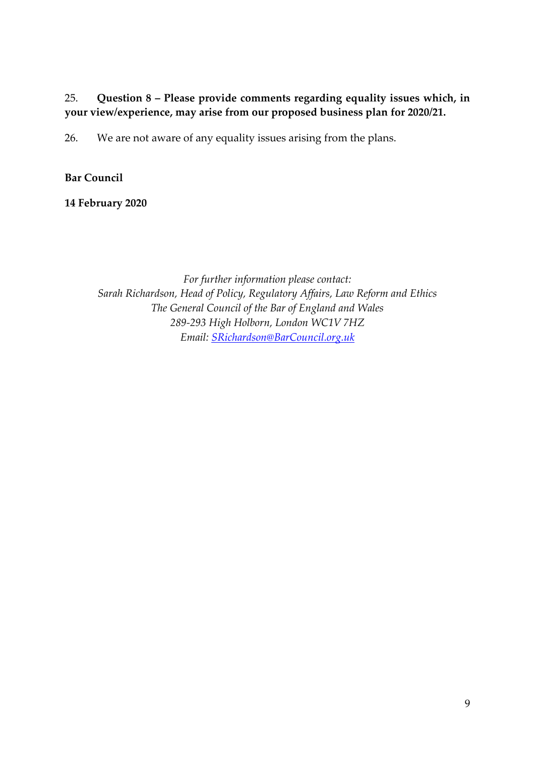25. **Question 8 – Please provide comments regarding equality issues which, in your view/experience, may arise from our proposed business plan for 2020/21.**

26. We are not aware of any equality issues arising from the plans.

**Bar Council**

**14 February 2020**

*For further information please contact:*
*Sarah Richardson, Head of Policy, Regulatory Affairs, Law Reform and Ethics*
*The General Council of the Bar of England and Wales*
*289-293 High Holborn, London WC1V 7HZ*
*Email: [SRichardson@BarCouncil.org.uk](mailto:SRichardson@BarCouncil.org.uk)*